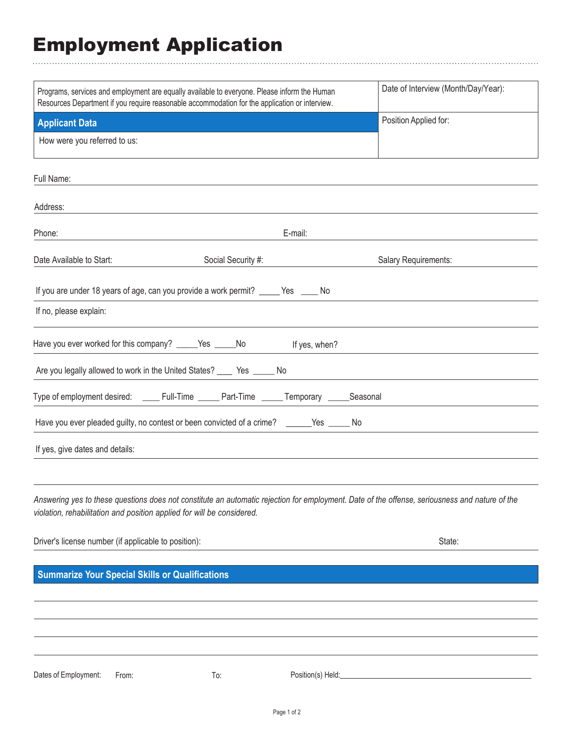# Employment Application

| Programs, services and employment are equally available to everyone. Please inform the Human Resources Department if you require reasonable accommodation for the application or interview. | Date of Interview (Month/Day/Year): |
|---|---|
| **Applicant Data** | Position Applied for: |
| How were you referred to us: | |

Full Name:

Address:

Phone: E-mail:

Date Available to Start: Social Security #: Salary Requirements:

If you are under 18 years of age, can you provide a work permit? _____ Yes ____ No

If no, please explain:

Have you ever worked for this company? _____Yes _____No If yes, when?

Are you legally allowed to work in the United States? ____ Yes _____ No

Type of employment desired: ____ Full-Time _____ Part-Time _____ Temporary _____Seasonal

Have you ever pleaded guilty, no contest or been convicted of a crime? ______Yes _____ No

If yes, give dates and details:

*Answering yes to these questions does not constitute an automatic rejection for employment. Date of the offense, seriousness and nature of the violation, rehabilitation and position applied for will be considered.*

Driver's license number (if applicable to position): State:

## Summarize Your Special Skills or Qualifications

Dates of Employment: From: To: Position(s) Held:___________________________________________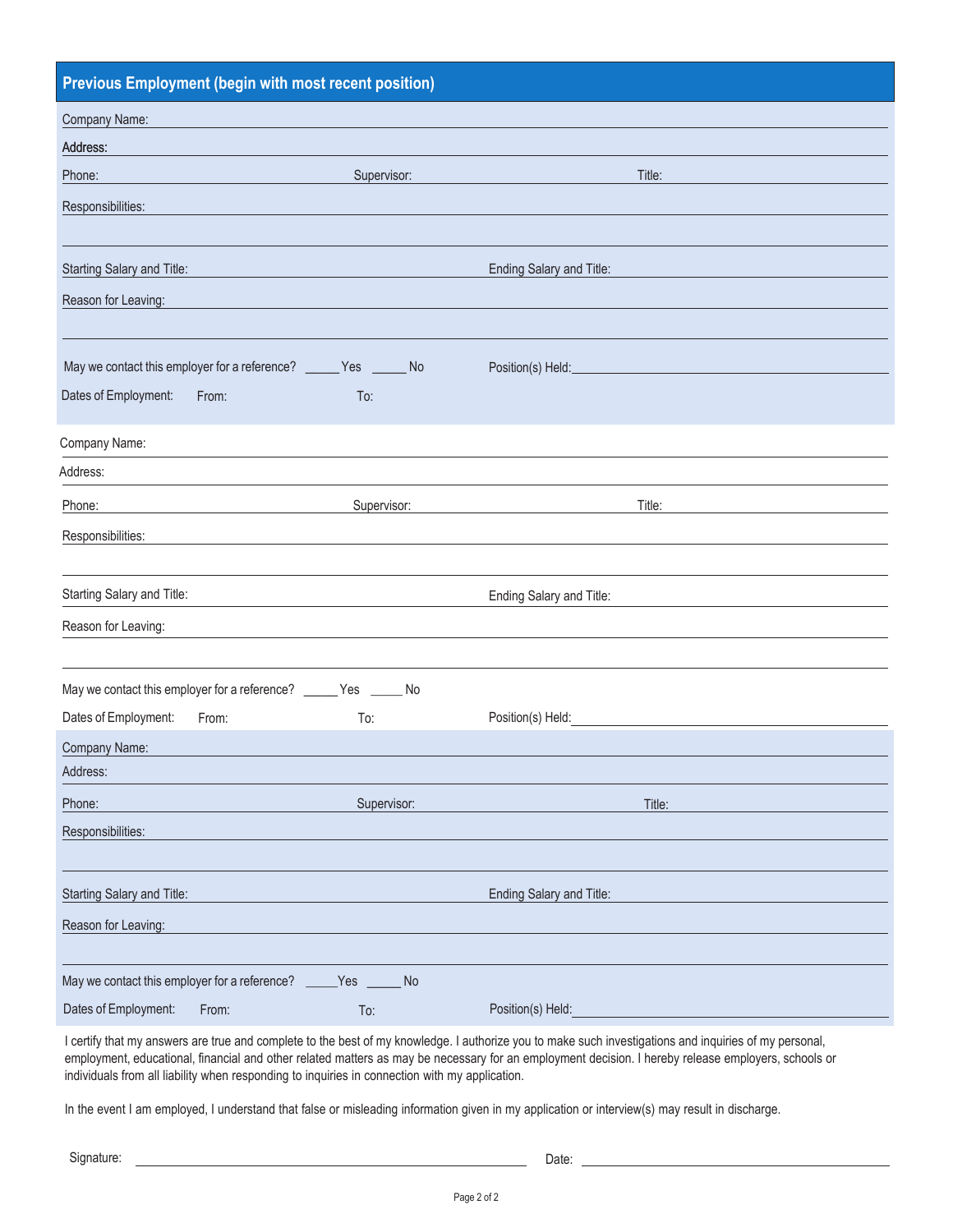## Previous Employment (begin with most recent position)

Company Name:

Address:

Phone: Supervisor: Title:

Responsibilities:

Starting Salary and Title: Ending Salary and Title:

Reason for Leaving:

May we contact this employer for a reference? _____ Yes _____ No Position(s) Held:

Dates of Employment: From: To:

Company Name:

Address:

Phone: Supervisor: Title:

Responsibilities:

Starting Salary and Title: Ending Salary and Title:

Reason for Leaving:

May we contact this employer for a reference? _____ Yes _____ No

Dates of Employment: From: To: Position(s) Held:

Company Name:

Address:

Phone: Supervisor: Title:

Responsibilities:

Starting Salary and Title: Ending Salary and Title:

Reason for Leaving:

May we contact this employer for a reference? _____ Yes _____ No

Dates of Employment: From: To: Position(s) Held:

I certify that my answers are true and complete to the best of my knowledge. I authorize you to make such investigations and inquiries of my personal, employment, educational, financial and other related matters as may be necessary for an employment decision. I hereby release employers, schools or individuals from all liability when responding to inquiries in connection with my application.

In the event I am employed, I understand that false or misleading information given in my application or interview(s) may result in discharge.

Signature: ______________________ Date: ______________________